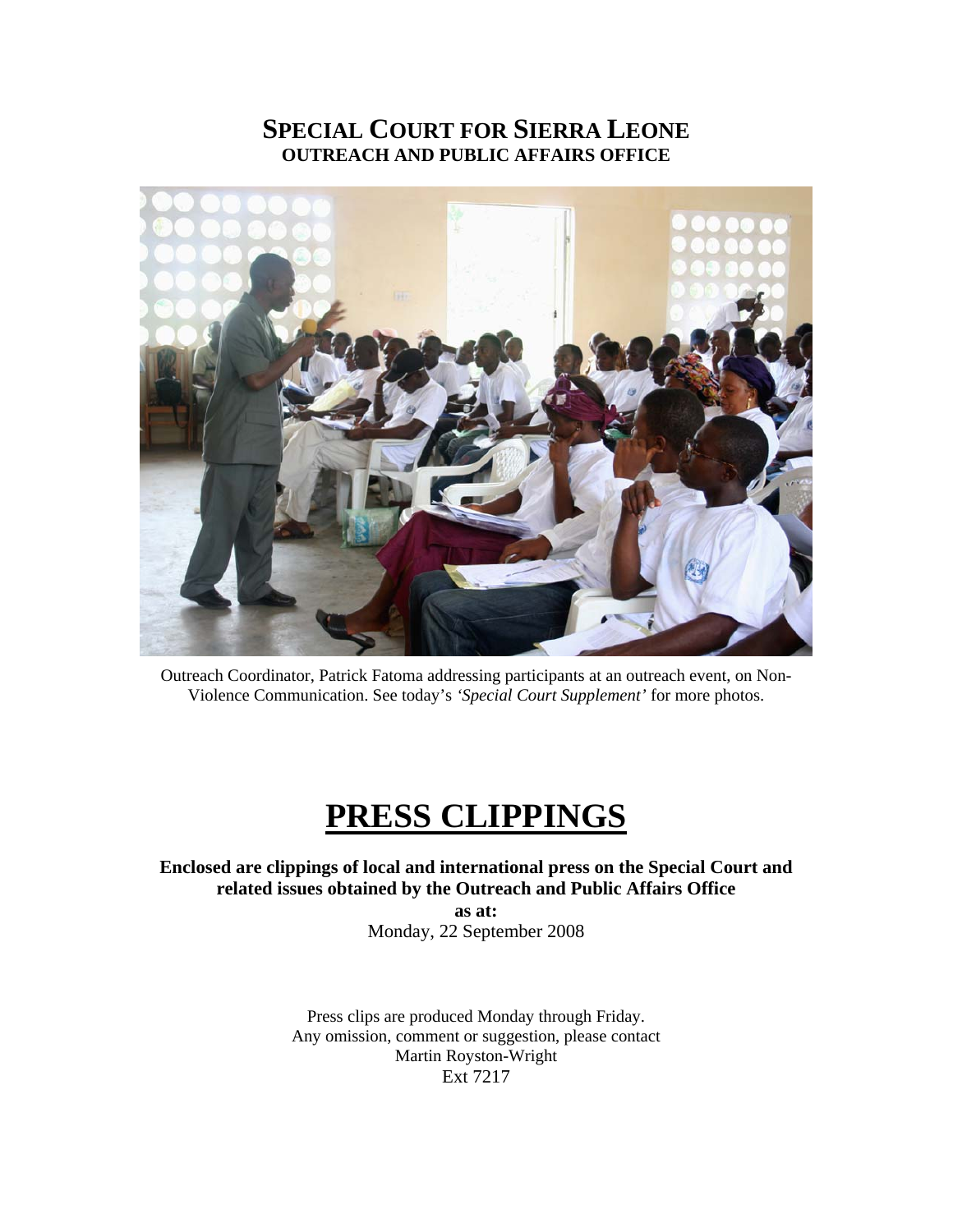# SPECIAL COURT FOR SIERRA LEONE
## OUTREACH AND PUBLIC AFFAIRS OFFICE

Outreach Coordinator, Patrick Fatoma addressing participants at an outreach event, on Non-Violence Communication. See today's *'Special Court Supplement'* for more photos.

# PRESS CLIPPINGS

**Enclosed are clippings of local and international press on the Special Court and related issues obtained by the Outreach and Public Affairs Office**

**as at:**

Monday, 22 September 2008

Press clips are produced Monday through Friday.
Any omission, comment or suggestion, please contact
Martin Royston-Wright
Ext 7217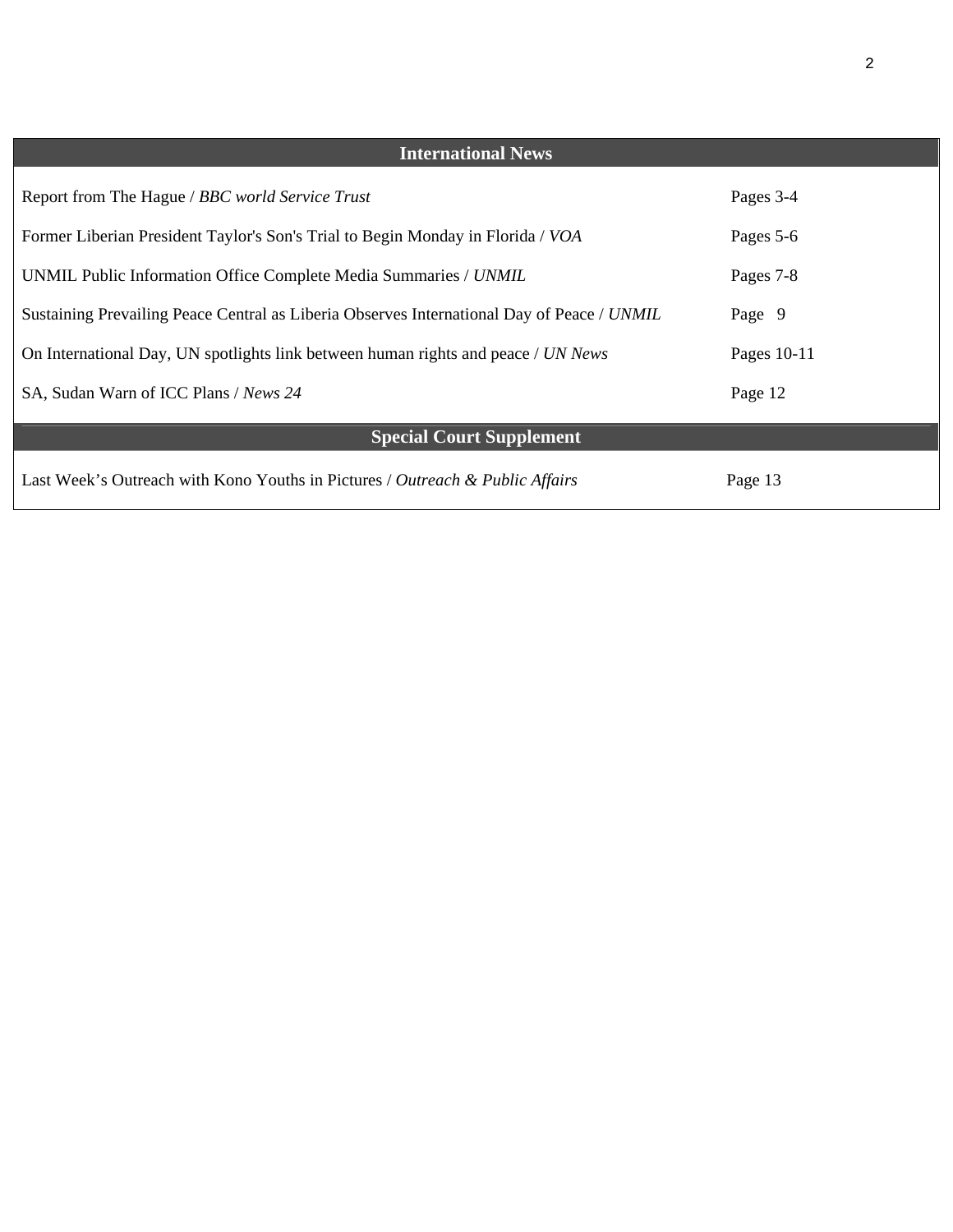## International News

| | |
|---|---|
| Report from The Hague / *BBC world Service Trust* | Pages 3-4 |
| Former Liberian President Taylor's Son's Trial to Begin Monday in Florida / *VOA* | Pages 5-6 |
| UNMIL Public Information Office Complete Media Summaries / *UNMIL* | Pages 7-8 |
| Sustaining Prevailing Peace Central as Liberia Observes International Day of Peace / *UNMIL* | Page 9 |
| On International Day, UN spotlights link between human rights and peace / *UN News* | Pages 10-11 |
| SA, Sudan Warn of ICC Plans / *News 24* | Page 12 |

## Special Court Supplement

| | |
|---|---|
| Last Week's Outreach with Kono Youths in Pictures / *Outreach & Public Affairs* | Page 13 |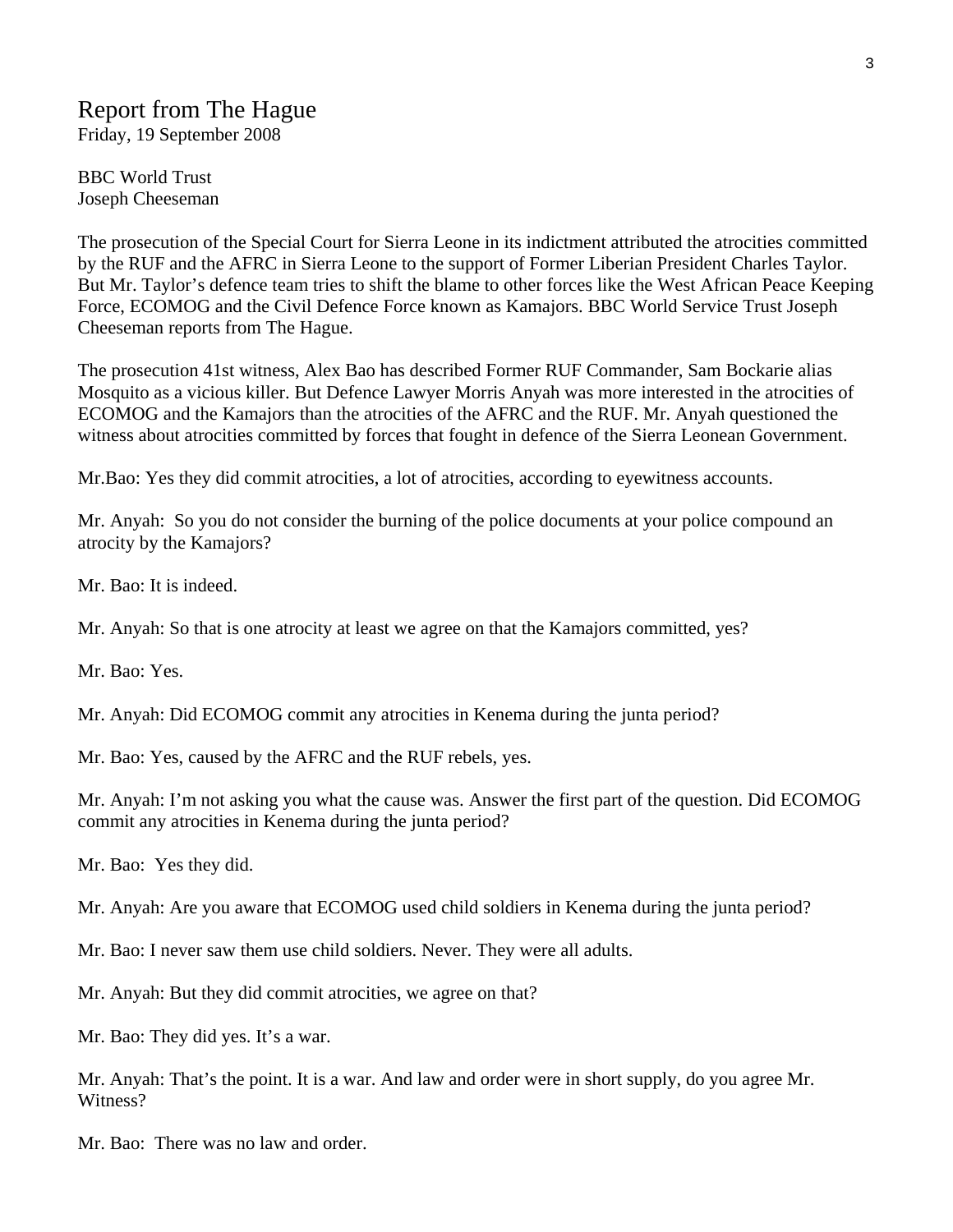# Report from The Hague

Friday, 19 September 2008

BBC World Trust
Joseph Cheeseman

The prosecution of the Special Court for Sierra Leone in its indictment attributed the atrocities committed by the RUF and the AFRC in Sierra Leone to the support of Former Liberian President Charles Taylor. But Mr. Taylor's defence team tries to shift the blame to other forces like the West African Peace Keeping Force, ECOMOG and the Civil Defence Force known as Kamajors. BBC World Service Trust Joseph Cheeseman reports from The Hague.

The prosecution 41st witness, Alex Bao has described Former RUF Commander, Sam Bockarie alias Mosquito as a vicious killer. But Defence Lawyer Morris Anyah was more interested in the atrocities of ECOMOG and the Kamajors than the atrocities of the AFRC and the RUF. Mr. Anyah questioned the witness about atrocities committed by forces that fought in defence of the Sierra Leonean Government.

Mr.Bao: Yes they did commit atrocities, a lot of atrocities, according to eyewitness accounts.

Mr. Anyah: So you do not consider the burning of the police documents at your police compound an atrocity by the Kamajors?

Mr. Bao: It is indeed.

Mr. Anyah: So that is one atrocity at least we agree on that the Kamajors committed, yes?

Mr. Bao: Yes.

Mr. Anyah: Did ECOMOG commit any atrocities in Kenema during the junta period?

Mr. Bao: Yes, caused by the AFRC and the RUF rebels, yes.

Mr. Anyah: I'm not asking you what the cause was. Answer the first part of the question. Did ECOMOG commit any atrocities in Kenema during the junta period?

Mr. Bao: Yes they did.

Mr. Anyah: Are you aware that ECOMOG used child soldiers in Kenema during the junta period?

Mr. Bao: I never saw them use child soldiers. Never. They were all adults.

Mr. Anyah: But they did commit atrocities, we agree on that?

Mr. Bao: They did yes. It's a war.

Mr. Anyah: That's the point. It is a war. And law and order were in short supply, do you agree Mr. Witness?

Mr. Bao: There was no law and order.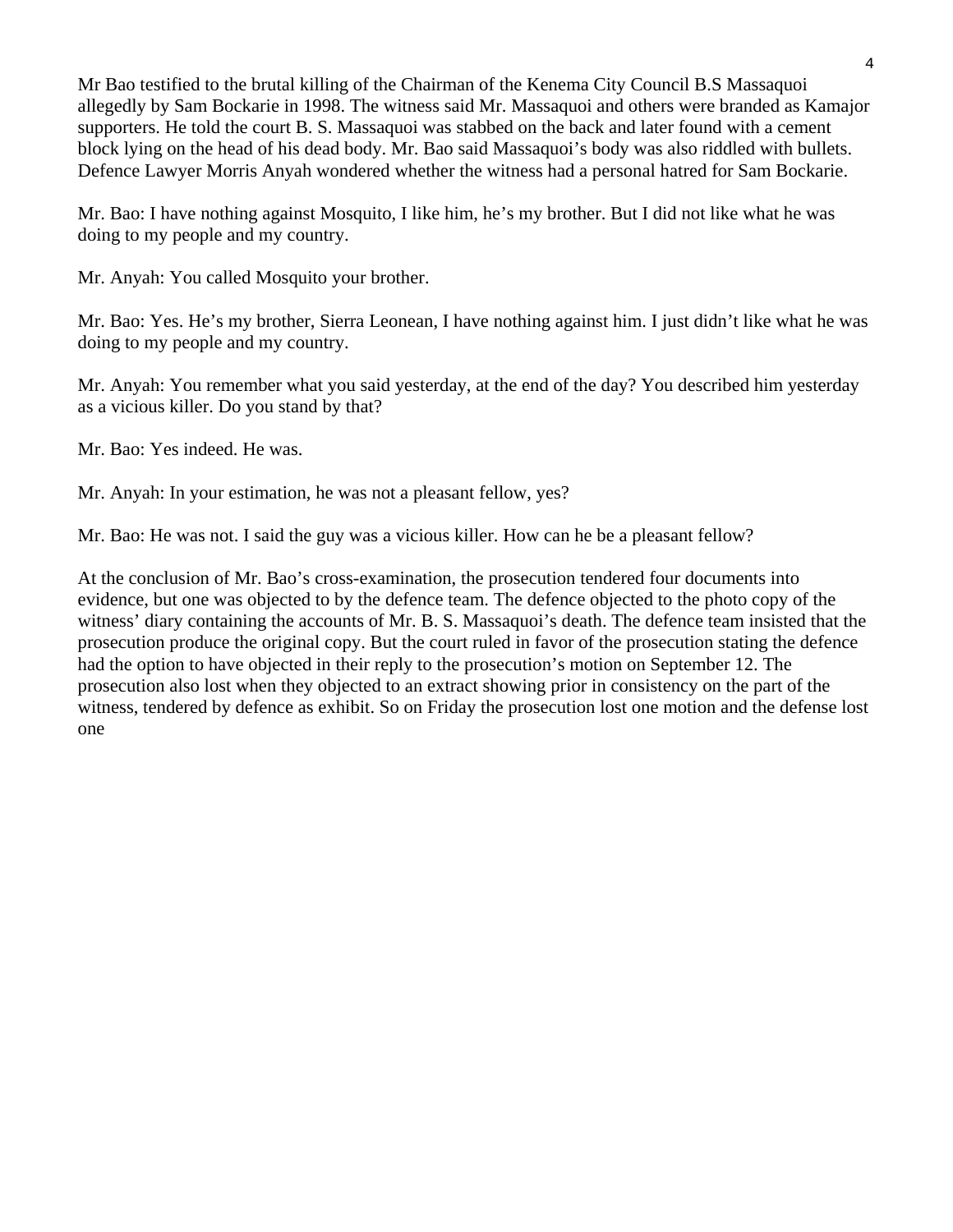Mr Bao testified to the brutal killing of the Chairman of the Kenema City Council B.S Massaquoi allegedly by Sam Bockarie in 1998. The witness said Mr. Massaquoi and others were branded as Kamajor supporters. He told the court B. S. Massaquoi was stabbed on the back and later found with a cement block lying on the head of his dead body. Mr. Bao said Massaquoi's body was also riddled with bullets. Defence Lawyer Morris Anyah wondered whether the witness had a personal hatred for Sam Bockarie.

Mr. Bao: I have nothing against Mosquito, I like him, he's my brother. But I did not like what he was doing to my people and my country.

Mr. Anyah: You called Mosquito your brother.

Mr. Bao: Yes. He's my brother, Sierra Leonean, I have nothing against him. I just didn't like what he was doing to my people and my country.

Mr. Anyah: You remember what you said yesterday, at the end of the day? You described him yesterday as a vicious killer. Do you stand by that?

Mr. Bao: Yes indeed. He was.

Mr. Anyah: In your estimation, he was not a pleasant fellow, yes?

Mr. Bao: He was not. I said the guy was a vicious killer. How can he be a pleasant fellow?

At the conclusion of Mr. Bao's cross-examination, the prosecution tendered four documents into evidence, but one was objected to by the defence team. The defence objected to the photo copy of the witness' diary containing the accounts of Mr. B. S. Massaquoi's death. The defence team insisted that the prosecution produce the original copy. But the court ruled in favor of the prosecution stating the defence had the option to have objected in their reply to the prosecution's motion on September 12. The prosecution also lost when they objected to an extract showing prior in consistency on the part of the witness, tendered by defence as exhibit. So on Friday the prosecution lost one motion and the defense lost one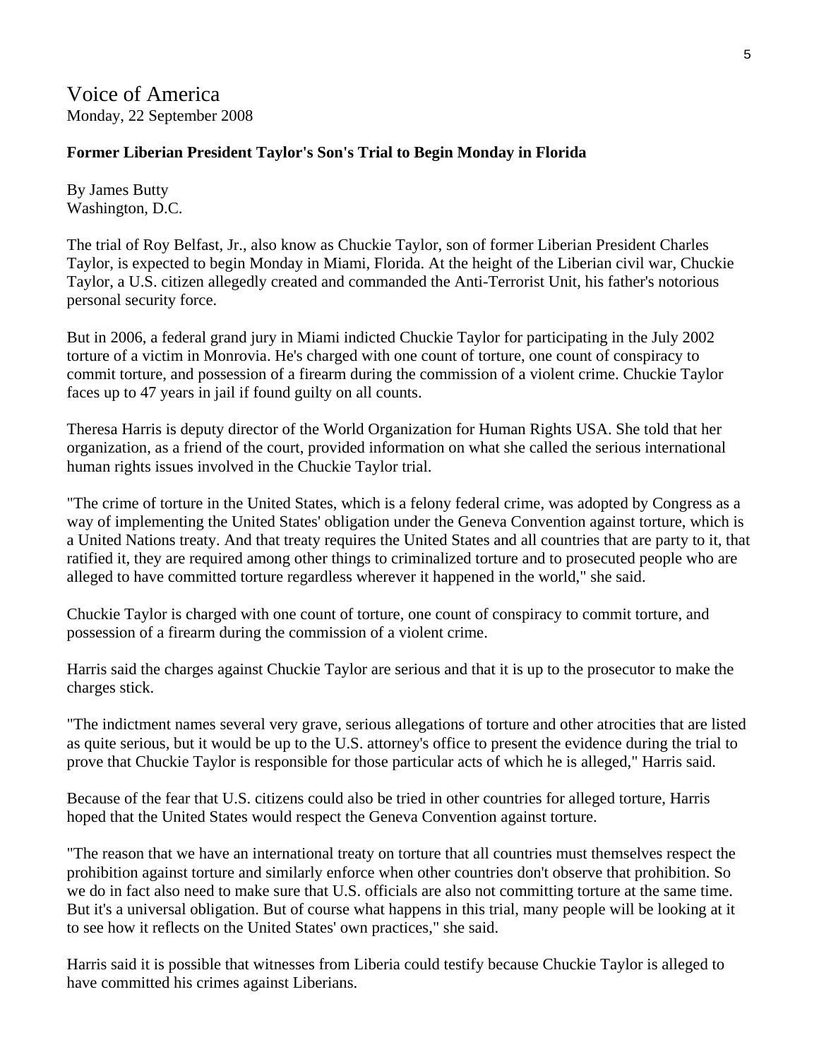# Voice of America

Monday, 22 September 2008

**Former Liberian President Taylor's Son's Trial to Begin Monday in Florida**

By James Butty
Washington, D.C.

The trial of Roy Belfast, Jr., also know as Chuckie Taylor, son of former Liberian President Charles Taylor, is expected to begin Monday in Miami, Florida. At the height of the Liberian civil war, Chuckie Taylor, a U.S. citizen allegedly created and commanded the Anti-Terrorist Unit, his father's notorious personal security force.

But in 2006, a federal grand jury in Miami indicted Chuckie Taylor for participating in the July 2002 torture of a victim in Monrovia. He's charged with one count of torture, one count of conspiracy to commit torture, and possession of a firearm during the commission of a violent crime. Chuckie Taylor faces up to 47 years in jail if found guilty on all counts.

Theresa Harris is deputy director of the World Organization for Human Rights USA. She told that her organization, as a friend of the court, provided information on what she called the serious international human rights issues involved in the Chuckie Taylor trial.

"The crime of torture in the United States, which is a felony federal crime, was adopted by Congress as a way of implementing the United States' obligation under the Geneva Convention against torture, which is a United Nations treaty. And that treaty requires the United States and all countries that are party to it, that ratified it, they are required among other things to criminalized torture and to prosecuted people who are alleged to have committed torture regardless wherever it happened in the world," she said.

Chuckie Taylor is charged with one count of torture, one count of conspiracy to commit torture, and possession of a firearm during the commission of a violent crime.

Harris said the charges against Chuckie Taylor are serious and that it is up to the prosecutor to make the charges stick.

"The indictment names several very grave, serious allegations of torture and other atrocities that are listed as quite serious, but it would be up to the U.S. attorney's office to present the evidence during the trial to prove that Chuckie Taylor is responsible for those particular acts of which he is alleged," Harris said.

Because of the fear that U.S. citizens could also be tried in other countries for alleged torture, Harris hoped that the United States would respect the Geneva Convention against torture.

"The reason that we have an international treaty on torture that all countries must themselves respect the prohibition against torture and similarly enforce when other countries don't observe that prohibition. So we do in fact also need to make sure that U.S. officials are also not committing torture at the same time. But it's a universal obligation. But of course what happens in this trial, many people will be looking at it to see how it reflects on the United States' own practices," she said.

Harris said it is possible that witnesses from Liberia could testify because Chuckie Taylor is alleged to have committed his crimes against Liberians.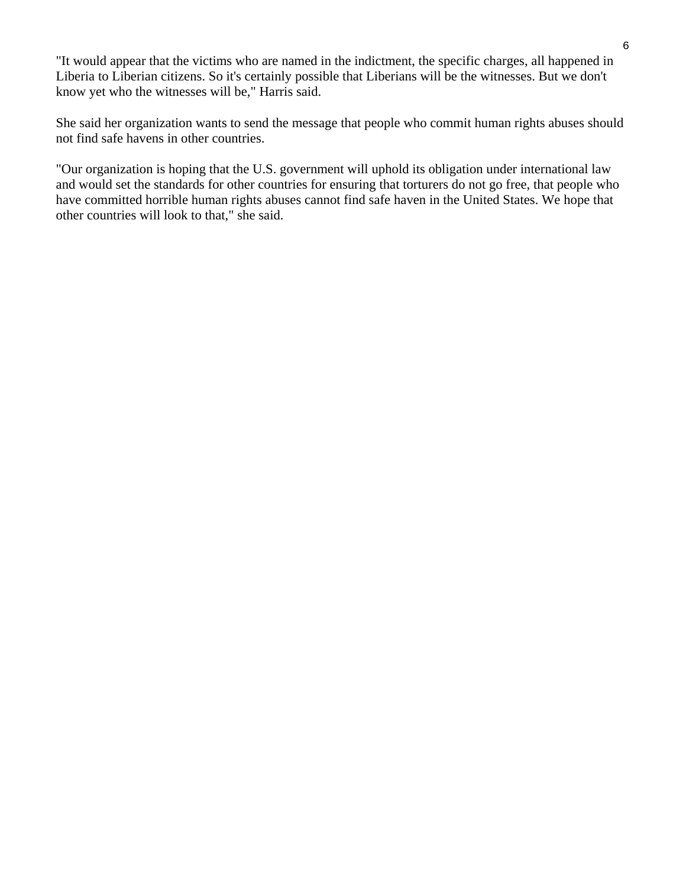"It would appear that the victims who are named in the indictment, the specific charges, all happened in Liberia to Liberian citizens. So it's certainly possible that Liberians will be the witnesses. But we don't know yet who the witnesses will be," Harris said.

She said her organization wants to send the message that people who commit human rights abuses should not find safe havens in other countries.

"Our organization is hoping that the U.S. government will uphold its obligation under international law and would set the standards for other countries for ensuring that torturers do not go free, that people who have committed horrible human rights abuses cannot find safe haven in the United States. We hope that other countries will look to that," she said.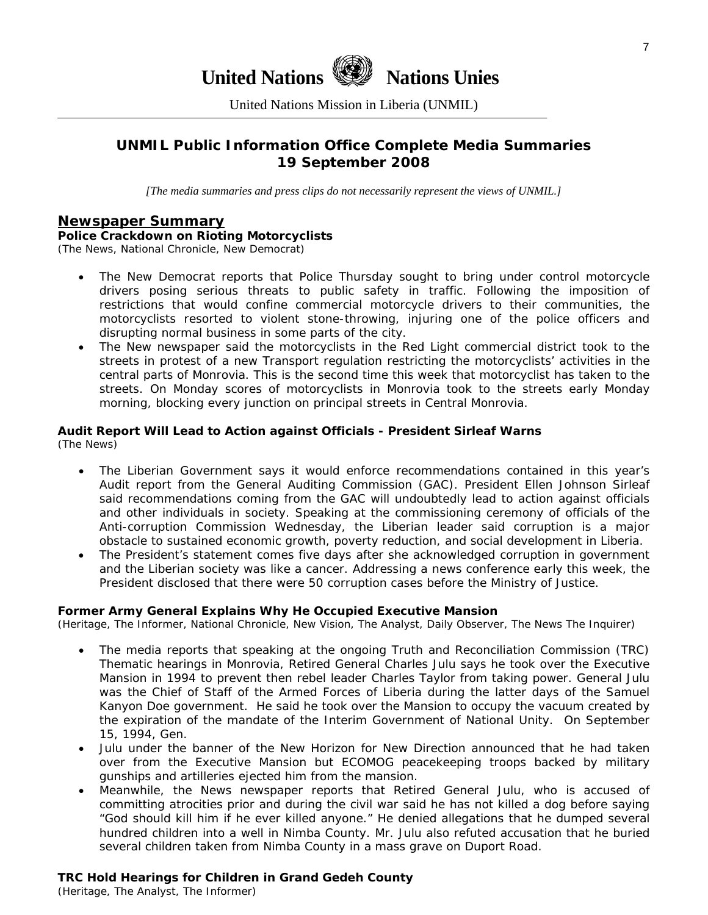United Nations Nations Unies

United Nations Mission in Liberia (UNMIL)

# UNMIL Public Information Office Complete Media Summaries 19 September 2008

*[The media summaries and press clips do not necessarily represent the views of UNMIL.]*

## Newspaper Summary

### Police Crackdown on Rioting Motorcyclists

(The News, National Chronicle, New Democrat)

- The New Democrat reports that Police Thursday sought to bring under control motorcycle drivers posing serious threats to public safety in traffic. Following the imposition of restrictions that would confine commercial motorcycle drivers to their communities, the motorcyclists resorted to violent stone-throwing, injuring one of the police officers and disrupting normal business in some parts of the city.
- The New newspaper said the motorcyclists in the Red Light commercial district took to the streets in protest of a new Transport regulation restricting the motorcyclists' activities in the central parts of Monrovia. This is the second time this week that motorcyclist has taken to the streets. On Monday scores of motorcyclists in Monrovia took to the streets early Monday morning, blocking every junction on principal streets in Central Monrovia.

### Audit Report Will Lead to Action against Officials - President Sirleaf Warns

(The News)

- The Liberian Government says it would enforce recommendations contained in this year's Audit report from the General Auditing Commission (GAC). President Ellen Johnson Sirleaf said recommendations coming from the GAC will undoubtedly lead to action against officials and other individuals in society. Speaking at the commissioning ceremony of officials of the Anti-corruption Commission Wednesday, the Liberian leader said corruption is a major obstacle to sustained economic growth, poverty reduction, and social development in Liberia.
- The President's statement comes five days after she acknowledged corruption in government and the Liberian society was like a cancer. Addressing a news conference early this week, the President disclosed that there were 50 corruption cases before the Ministry of Justice.

### Former Army General Explains Why He Occupied Executive Mansion

(Heritage, The Informer, National Chronicle, New Vision, The Analyst, Daily Observer, The News The Inquirer)

- The media reports that speaking at the ongoing Truth and Reconciliation Commission (TRC) Thematic hearings in Monrovia, Retired General Charles Julu says he took over the Executive Mansion in 1994 to prevent then rebel leader Charles Taylor from taking power. General Julu was the Chief of Staff of the Armed Forces of Liberia during the latter days of the Samuel Kanyon Doe government. He said he took over the Mansion to occupy the vacuum created by the expiration of the mandate of the Interim Government of National Unity. On September 15, 1994, Gen.
- Julu under the banner of the New Horizon for New Direction announced that he had taken over from the Executive Mansion but ECOMOG peacekeeping troops backed by military gunships and artilleries ejected him from the mansion.
- Meanwhile, the News newspaper reports that Retired General Julu, who is accused of committing atrocities prior and during the civil war said he has not killed a dog before saying "God should kill him if he ever killed anyone." He denied allegations that he dumped several hundred children into a well in Nimba County. Mr. Julu also refuted accusation that he buried several children taken from Nimba County in a mass grave on Duport Road.

### TRC Hold Hearings for Children in Grand Gedeh County

(Heritage, The Analyst, The Informer)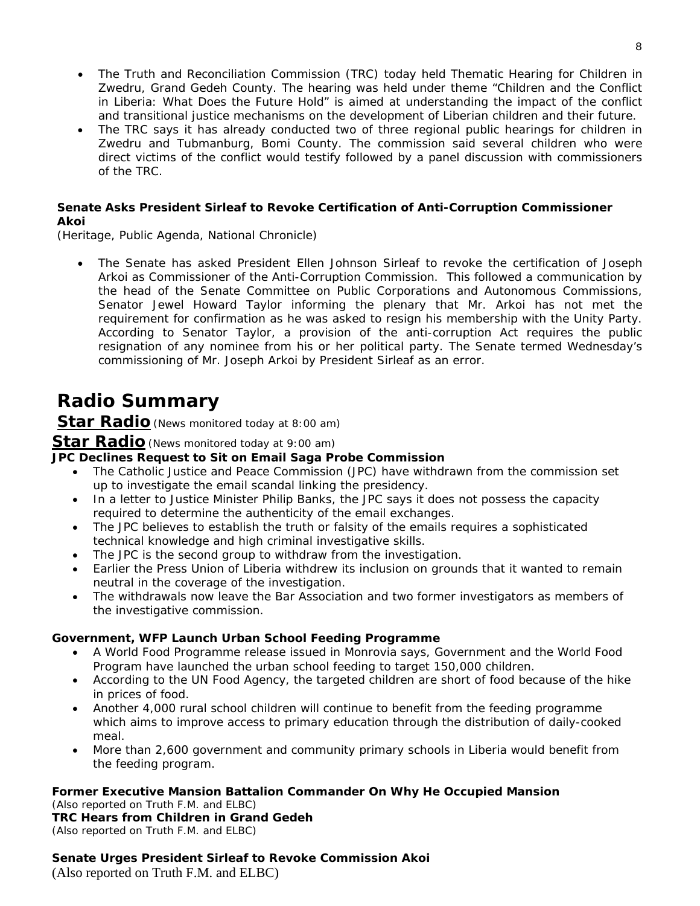- The Truth and Reconciliation Commission (TRC) today held Thematic Hearing for Children in Zwedru, Grand Gedeh County. The hearing was held under theme "Children and the Conflict in Liberia: What Does the Future Hold" is aimed at understanding the impact of the conflict and transitional justice mechanisms on the development of Liberian children and their future.
- The TRC says it has already conducted two of three regional public hearings for children in Zwedru and Tubmanburg, Bomi County. The commission said several children who were direct victims of the conflict would testify followed by a panel discussion with commissioners of the TRC.

**Senate Asks President Sirleaf to Revoke Certification of Anti-Corruption Commissioner Akoi**

*(Heritage, Public Agenda, National Chronicle)*

- The Senate has asked President Ellen Johnson Sirleaf to revoke the certification of Joseph Arkoi as Commissioner of the Anti-Corruption Commission. This followed a communication by the head of the Senate Committee on Public Corporations and Autonomous Commissions, Senator Jewel Howard Taylor informing the plenary that Mr. Arkoi has not met the requirement for confirmation as he was asked to resign his membership with the Unity Party. According to Senator Taylor, a provision of the anti-corruption Act requires the public resignation of any nominee from his or her political party. The Senate termed Wednesday's commissioning of Mr. Joseph Arkoi by President Sirleaf as an error.

# Radio Summary

## Star Radio *(News monitored today at 8:00 am)*

## Star Radio *(News monitored today at 9:00 am)*

**JPC Declines Request to Sit on Email Saga Probe Commission**

- The Catholic Justice and Peace Commission (JPC) have withdrawn from the commission set up to investigate the email scandal linking the presidency.
- In a letter to Justice Minister Philip Banks, the JPC says it does not possess the capacity required to determine the authenticity of the email exchanges.
- The JPC believes to establish the truth or falsity of the emails requires a sophisticated technical knowledge and high criminal investigative skills.
- The JPC is the second group to withdraw from the investigation.
- Earlier the Press Union of Liberia withdrew its inclusion on grounds that it wanted to remain neutral in the coverage of the investigation.
- The withdrawals now leave the Bar Association and two former investigators as members of the investigative commission.

**Government, WFP Launch Urban School Feeding Programme**

- A World Food Programme release issued in Monrovia says, Government and the World Food Program have launched the urban school feeding to target 150,000 children.
- According to the UN Food Agency, the targeted children are short of food because of the hike in prices of food.
- Another 4,000 rural school children will continue to benefit from the feeding programme which aims to improve access to primary education through the distribution of daily-cooked meal.
- More than 2,600 government and community primary schools in Liberia would benefit from the feeding program.

**Former Executive Mansion Battalion Commander On Why He Occupied Mansion**

*(Also reported on Truth F.M. and ELBC)*

**TRC Hears from Children in Grand Gedeh**

*(Also reported on Truth F.M. and ELBC)*

**Senate Urges President Sirleaf to Revoke Commission Akoi**

(Also reported on Truth F.M. and ELBC)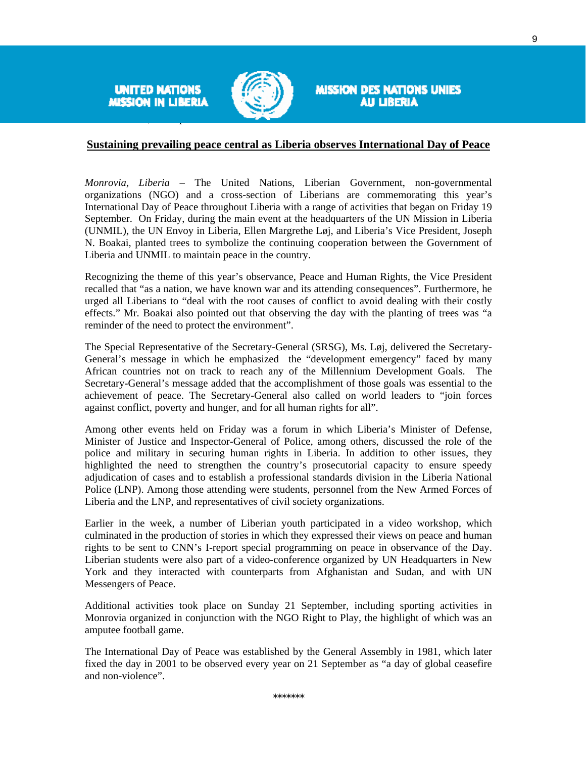UNITED NATIONS MISSION IN LIBERIA

MISSION DES NATIONS UNIES AU LIBERIA

**Sustaining prevailing peace central as Liberia observes International Day of Peace**

*Monrovia, Liberia* – The United Nations, Liberian Government, non-governmental organizations (NGO) and a cross-section of Liberians are commemorating this year's International Day of Peace throughout Liberia with a range of activities that began on Friday 19 September. On Friday, during the main event at the headquarters of the UN Mission in Liberia (UNMIL), the UN Envoy in Liberia, Ellen Margrethe Løj, and Liberia's Vice President, Joseph N. Boakai, planted trees to symbolize the continuing cooperation between the Government of Liberia and UNMIL to maintain peace in the country.

Recognizing the theme of this year's observance, Peace and Human Rights, the Vice President recalled that "as a nation, we have known war and its attending consequences". Furthermore, he urged all Liberians to "deal with the root causes of conflict to avoid dealing with their costly effects." Mr. Boakai also pointed out that observing the day with the planting of trees was "a reminder of the need to protect the environment".

The Special Representative of the Secretary-General (SRSG), Ms. Løj, delivered the Secretary-General's message in which he emphasized the "development emergency" faced by many African countries not on track to reach any of the Millennium Development Goals. The Secretary-General's message added that the accomplishment of those goals was essential to the achievement of peace. The Secretary-General also called on world leaders to "join forces against conflict, poverty and hunger, and for all human rights for all".

Among other events held on Friday was a forum in which Liberia's Minister of Defense, Minister of Justice and Inspector-General of Police, among others, discussed the role of the police and military in securing human rights in Liberia. In addition to other issues, they highlighted the need to strengthen the country's prosecutorial capacity to ensure speedy adjudication of cases and to establish a professional standards division in the Liberia National Police (LNP). Among those attending were students, personnel from the New Armed Forces of Liberia and the LNP, and representatives of civil society organizations.

Earlier in the week, a number of Liberian youth participated in a video workshop, which culminated in the production of stories in which they expressed their views on peace and human rights to be sent to CNN's I-report special programming on peace in observance of the Day. Liberian students were also part of a video-conference organized by UN Headquarters in New York and they interacted with counterparts from Afghanistan and Sudan, and with UN Messengers of Peace.

Additional activities took place on Sunday 21 September, including sporting activities in Monrovia organized in conjunction with the NGO Right to Play, the highlight of which was an amputee football game.

The International Day of Peace was established by the General Assembly in 1981, which later fixed the day in 2001 to be observed every year on 21 September as "a day of global ceasefire and non-violence".

\*\*\*\*\*\*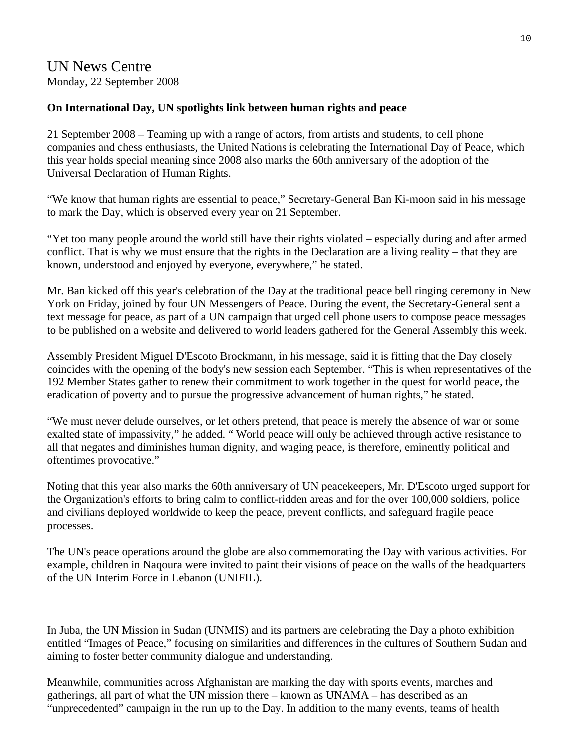## UN News Centre

Monday, 22 September 2008

**On International Day, UN spotlights link between human rights and peace**

21 September 2008 – Teaming up with a range of actors, from artists and students, to cell phone companies and chess enthusiasts, the United Nations is celebrating the International Day of Peace, which this year holds special meaning since 2008 also marks the 60th anniversary of the adoption of the Universal Declaration of Human Rights.

"We know that human rights are essential to peace," Secretary-General Ban Ki-moon said in his message to mark the Day, which is observed every year on 21 September.

"Yet too many people around the world still have their rights violated – especially during and after armed conflict. That is why we must ensure that the rights in the Declaration are a living reality – that they are known, understood and enjoyed by everyone, everywhere," he stated.

Mr. Ban kicked off this year's celebration of the Day at the traditional peace bell ringing ceremony in New York on Friday, joined by four UN Messengers of Peace. During the event, the Secretary-General sent a text message for peace, as part of a UN campaign that urged cell phone users to compose peace messages to be published on a website and delivered to world leaders gathered for the General Assembly this week.

Assembly President Miguel D'Escoto Brockmann, in his message, said it is fitting that the Day closely coincides with the opening of the body's new session each September. "This is when representatives of the 192 Member States gather to renew their commitment to work together in the quest for world peace, the eradication of poverty and to pursue the progressive advancement of human rights," he stated.

"We must never delude ourselves, or let others pretend, that peace is merely the absence of war or some exalted state of impassivity," he added. " World peace will only be achieved through active resistance to all that negates and diminishes human dignity, and waging peace, is therefore, eminently political and oftentimes provocative."

Noting that this year also marks the 60th anniversary of UN peacekeepers, Mr. D'Escoto urged support for the Organization's efforts to bring calm to conflict-ridden areas and for the over 100,000 soldiers, police and civilians deployed worldwide to keep the peace, prevent conflicts, and safeguard fragile peace processes.

The UN's peace operations around the globe are also commemorating the Day with various activities. For example, children in Naqoura were invited to paint their visions of peace on the walls of the headquarters of the UN Interim Force in Lebanon (UNIFIL).

In Juba, the UN Mission in Sudan (UNMIS) and its partners are celebrating the Day a photo exhibition entitled "Images of Peace," focusing on similarities and differences in the cultures of Southern Sudan and aiming to foster better community dialogue and understanding.

Meanwhile, communities across Afghanistan are marking the day with sports events, marches and gatherings, all part of what the UN mission there – known as UNAMA – has described as an "unprecedented" campaign in the run up to the Day. In addition to the many events, teams of health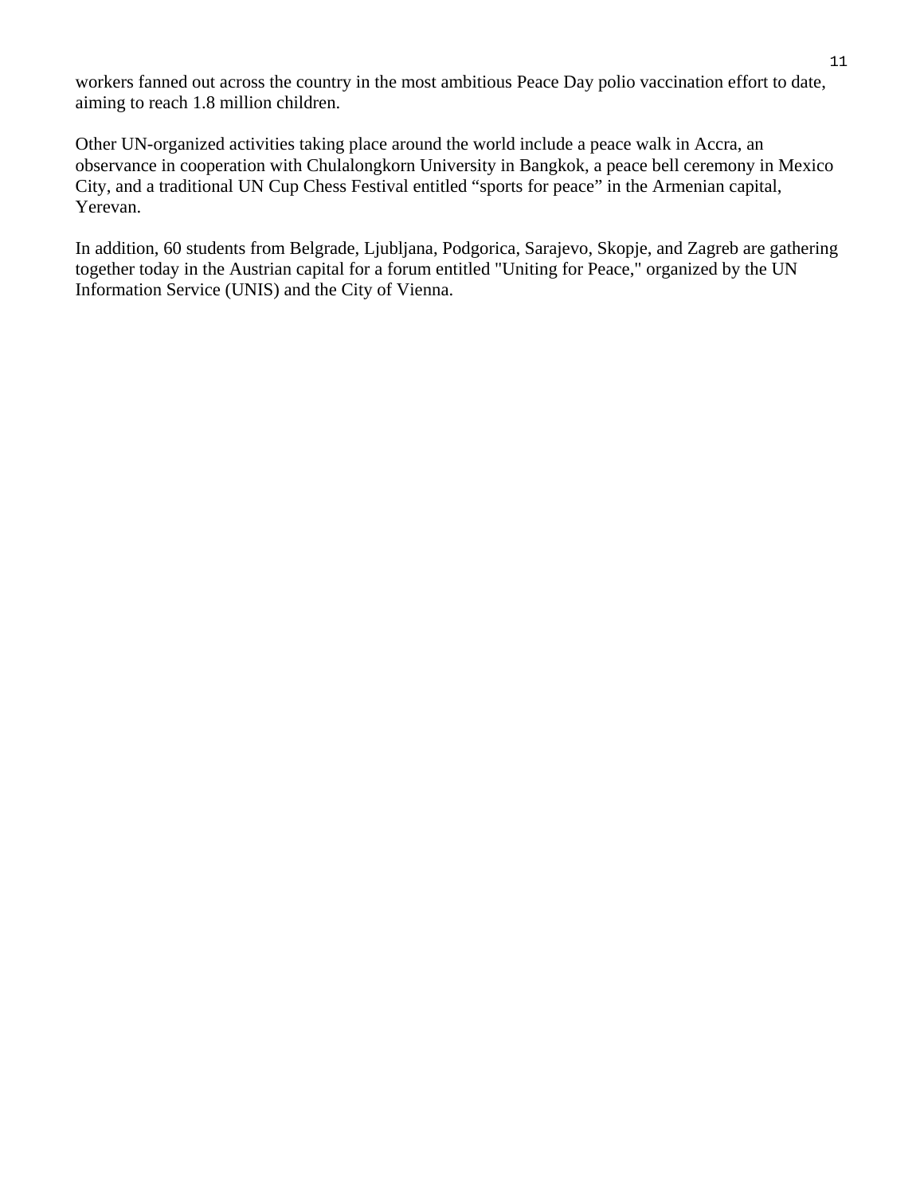workers fanned out across the country in the most ambitious Peace Day polio vaccination effort to date, aiming to reach 1.8 million children.

Other UN-organized activities taking place around the world include a peace walk in Accra, an observance in cooperation with Chulalongkorn University in Bangkok, a peace bell ceremony in Mexico City, and a traditional UN Cup Chess Festival entitled “sports for peace” in the Armenian capital, Yerevan.

In addition, 60 students from Belgrade, Ljubljana, Podgorica, Sarajevo, Skopje, and Zagreb are gathering together today in the Austrian capital for a forum entitled "Uniting for Peace," organized by the UN Information Service (UNIS) and the City of Vienna.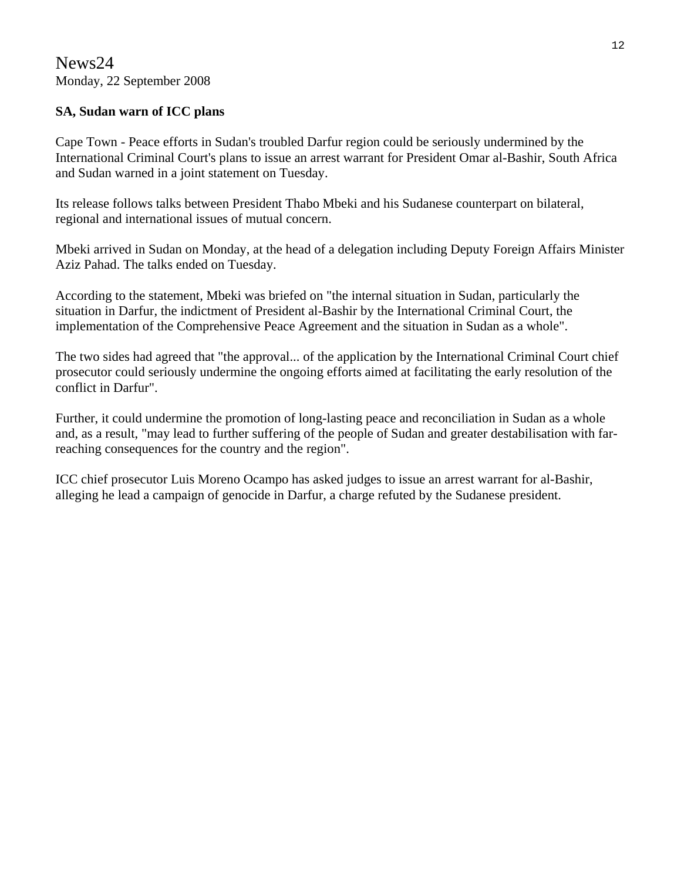News24
Monday, 22 September 2008

**SA, Sudan warn of ICC plans**

Cape Town - Peace efforts in Sudan's troubled Darfur region could be seriously undermined by the International Criminal Court's plans to issue an arrest warrant for President Omar al-Bashir, South Africa and Sudan warned in a joint statement on Tuesday.

Its release follows talks between President Thabo Mbeki and his Sudanese counterpart on bilateral, regional and international issues of mutual concern.

Mbeki arrived in Sudan on Monday, at the head of a delegation including Deputy Foreign Affairs Minister Aziz Pahad. The talks ended on Tuesday.

According to the statement, Mbeki was briefed on "the internal situation in Sudan, particularly the situation in Darfur, the indictment of President al-Bashir by the International Criminal Court, the implementation of the Comprehensive Peace Agreement and the situation in Sudan as a whole".

The two sides had agreed that "the approval... of the application by the International Criminal Court chief prosecutor could seriously undermine the ongoing efforts aimed at facilitating the early resolution of the conflict in Darfur".

Further, it could undermine the promotion of long-lasting peace and reconciliation in Sudan as a whole and, as a result, "may lead to further suffering of the people of Sudan and greater destabilisation with far-reaching consequences for the country and the region".

ICC chief prosecutor Luis Moreno Ocampo has asked judges to issue an arrest warrant for al-Bashir, alleging he lead a campaign of genocide in Darfur, a charge refuted by the Sudanese president.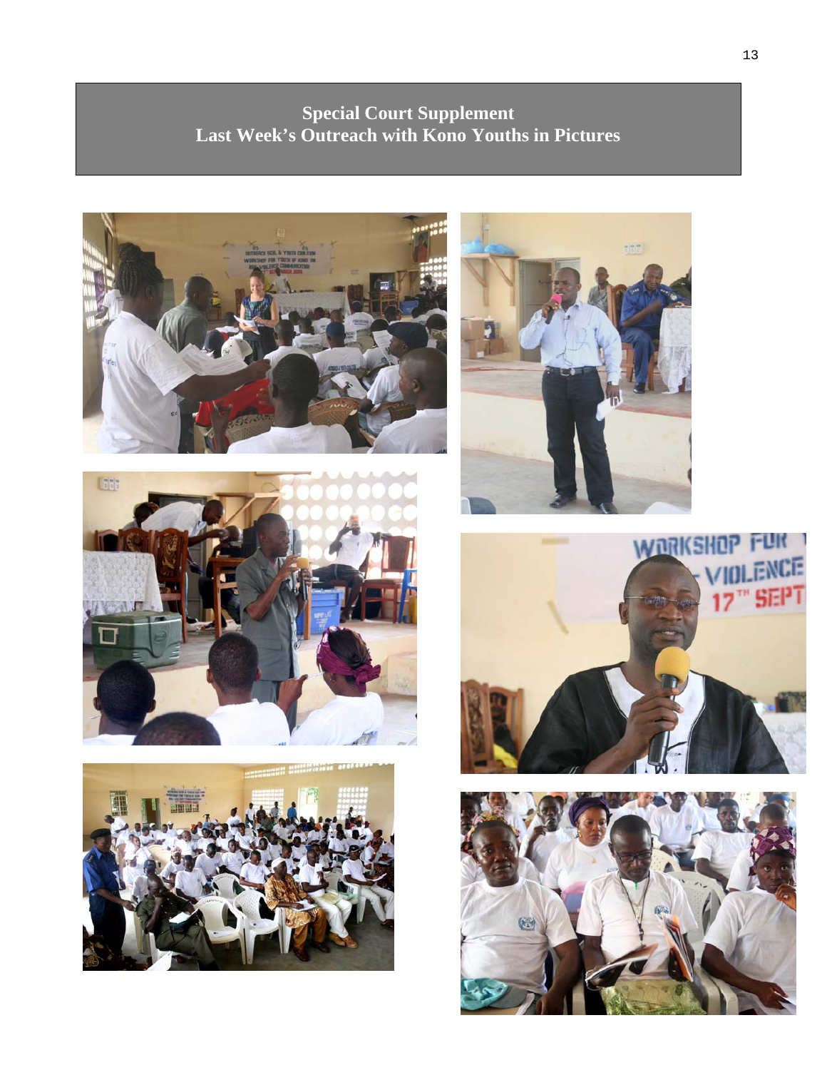# Special Court Supplement
## Last Week's Outreach with Kono Youths in Pictures